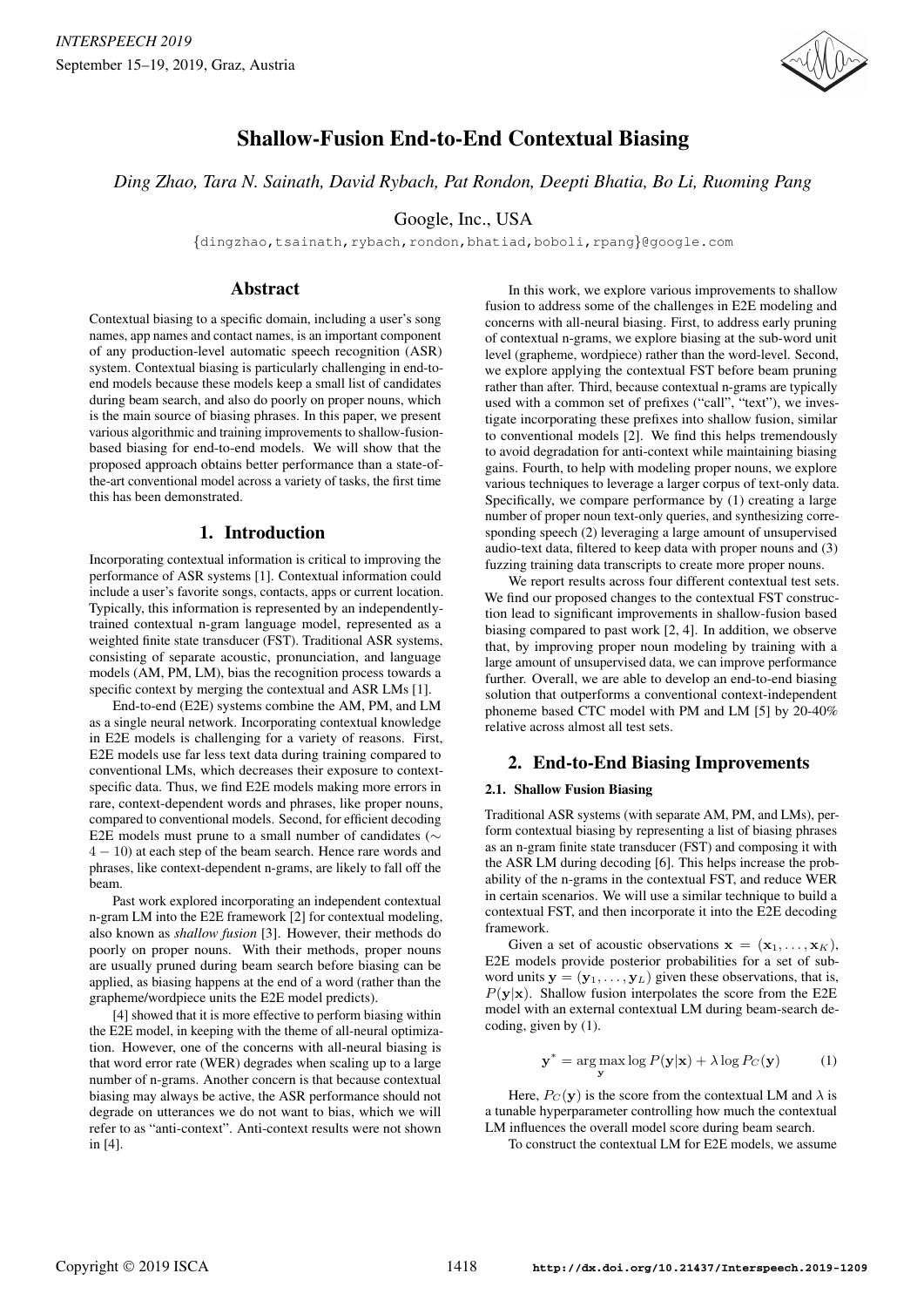# Shallow-Fusion End-to-End Contextual Biasing

*Ding Zhao, Tara N. Sainath, David Rybach, Pat Rondon, Deepti Bhatia, Bo Li, Ruoming Pang*

Google, Inc., USA

{dingzhao,tsainath,rybach,rondon,bhatiad,boboli,rpang}@google.com

## Abstract

Contextual biasing to a specific domain, including a user's song names, app names and contact names, is an important component of any production-level automatic speech recognition (ASR) system. Contextual biasing is particularly challenging in end-to-end models because these models keep a small list of candidates during beam search, and also do poorly on proper nouns, which is the main source of biasing phrases. In this paper, we present various algorithmic and training improvements to shallow-fusion-based biasing for end-to-end models. We will show that the proposed approach obtains better performance than a state-of-the-art conventional model across a variety of tasks, the first time this has been demonstrated.

## 1. Introduction

Incorporating contextual information is critical to improving the performance of ASR systems [1]. Contextual information could include a user's favorite songs, contacts, apps or current location. Typically, this information is represented by an independently-trained contextual n-gram language model, represented as a weighted finite state transducer (FST). Traditional ASR systems, consisting of separate acoustic, pronunciation, and language models (AM, PM, LM), bias the recognition process towards a specific context by merging the contextual and ASR LMs [1].

End-to-end (E2E) systems combine the AM, PM, and LM as a single neural network. Incorporating contextual knowledge in E2E models is challenging for a variety of reasons. First, E2E models use far less text data during training compared to conventional LMs, which decreases their exposure to context-specific data. Thus, we find E2E models making more errors in rare, context-dependent words and phrases, like proper nouns, compared to conventional models. Second, for efficient decoding E2E models must prune to a small number of candidates ($\sim 4-10$) at each step of the beam search. Hence rare words and phrases, like context-dependent n-grams, are likely to fall off the beam.

Past work explored incorporating an independent contextual n-gram LM into the E2E framework [2] for contextual modeling, also known as *shallow fusion* [3]. However, their methods do poorly on proper nouns. With their methods, proper nouns are usually pruned during beam search before biasing can be applied, as biasing happens at the end of a word (rather than the grapheme/wordpiece units the E2E model predicts).

[4] showed that it is more effective to perform biasing within the E2E model, in keeping with the theme of all-neural optimization. However, one of the concerns with all-neural biasing is that word error rate (WER) degrades when scaling up to a large number of n-grams. Another concern is that because contextual biasing may always be active, the ASR performance should not degrade on utterances we do not want to bias, which we will refer to as "anti-context". Anti-context results were not shown in [4].

In this work, we explore various improvements to shallow fusion to address some of the challenges in E2E modeling and concerns with all-neural biasing. First, to address early pruning of contextual n-grams, we explore biasing at the sub-word unit level (grapheme, wordpiece) rather than the word-level. Second, we explore applying the contextual FST before beam pruning rather than after. Third, because contextual n-grams are typically used with a common set of prefixes ("call", "text"), we investigate incorporating these prefixes into shallow fusion, similar to conventional models [2]. We find this helps tremendously to avoid degradation for anti-context while maintaining biasing gains. Fourth, to help with modeling proper nouns, we explore various techniques to leverage a larger corpus of text-only data. Specifically, we compare performance by (1) creating a large number of proper noun text-only queries, and synthesizing corresponding speech (2) leveraging a large amount of unsupervised audio-text data, filtered to keep data with proper nouns and (3) fuzzing training data transcripts to create more proper nouns.

We report results across four different contextual test sets. We find our proposed changes to the contextual FST construction lead to significant improvements in shallow-fusion based biasing compared to past work [2, 4]. In addition, we observe that, by improving proper noun modeling by training with a large amount of unsupervised data, we can improve performance further. Overall, we are able to develop an end-to-end biasing solution that outperforms a conventional context-independent phoneme based CTC model with PM and LM [5] by 20-40% relative across almost all test sets.

## 2. End-to-End Biasing Improvements

### 2.1. Shallow Fusion Biasing

Traditional ASR systems (with separate AM, PM, and LMs), perform contextual biasing by representing a list of biasing phrases as an n-gram finite state transducer (FST) and composing it with the ASR LM during decoding [6]. This helps increase the probability of the n-grams in the contextual FST, and reduce WER in certain scenarios. We will use a similar technique to build a contextual FST, and then incorporate it into the E2E decoding framework.

Given a set of acoustic observations $\mathbf{x} = (\mathbf{x}_1, \ldots, \mathbf{x}_K)$, E2E models provide posterior probabilities for a set of subword units $\mathbf{y} = (\mathbf{y}_1, \ldots, \mathbf{y}_L)$ given these observations, that is, $P(\mathbf{y}|\mathbf{x})$. Shallow fusion interpolates the score from the E2E model with an external contextual LM during beam-search decoding, given by (1).

$$\mathbf{y}^* = \arg\max_{\mathbf{y}} \log P(\mathbf{y}|\mathbf{x}) + \lambda \log P_C(\mathbf{y}) \tag{1}$$

Here, $P_C(\mathbf{y})$ is the score from the contextual LM and $\lambda$ is a tunable hyperparameter controlling how much the contextual LM influences the overall model score during beam search.

To construct the contextual LM for E2E models, we assume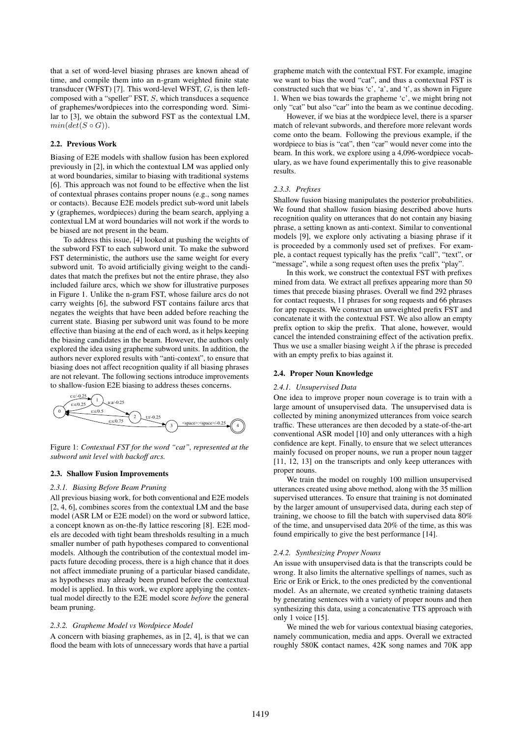that a set of word-level biasing phrases are known ahead of time, and compile them into an n-gram weighted finite state transducer (WFST) [7]. This word-level WFST, $G$, is then left-composed with a "speller" FST, $S$, which transduces a sequence of graphemes/wordpieces into the corresponding word. Similar to [3], we obtain the subword FST as the contextual LM, $min(det(S \circ G))$.

### 2.2. Previous Work

Biasing of E2E models with shallow fusion has been explored previously in [2], in which the contextual LM was applied only at word boundaries, similar to biasing with traditional systems [6]. This approach was not found to be effective when the list of contextual phrases contains proper nouns (e.g., song names or contacts). Because E2E models predict sub-word unit labels $\mathbf{y}$ (graphemes, wordpieces) during the beam search, applying a contextual LM at word boundaries will not work if the words to be biased are not present in the beam.

To address this issue, [4] looked at pushing the weights of the subword FST to each subword unit. To make the subword FST deterministic, the authors use the same weight for every subword unit. To avoid artificially giving weight to the candidates that match the prefixes but not the entire phrase, they also included failure arcs, which we show for illustrative purposes in Figure 1. Unlike the n-gram FST, whose failure arcs do not carry weights [6], the subword FST contains failure arcs that negates the weights that have been added before reaching the current state. Biasing per subword unit was found to be more effective than biasing at the end of each word, as it helps keeping the biasing candidates in the beam. However, the authors only explored the idea using grapheme subword units. In addition, the authors never explored results with "anti-context", to ensure that biasing does not affect recognition quality if all biasing phrases are not relevant. The following sections introduce improvements to shallow-fusion E2E biasing to address theses concerns.

Figure 1: *Contextual FST for the word "cat", represented at the subword unit level with backoff arcs.*

### 2.3. Shallow Fusion Improvements

#### 2.3.1. Biasing Before Beam Pruning

All previous biasing work, for both conventional and E2E models [2, 4, 6], combines scores from the contextual LM and the base model (ASR LM or E2E model) on the word or subword lattice, a concept known as on-the-fly lattice rescoring [8]. E2E models are decoded with tight beam thresholds resulting in a much smaller number of path hypotheses compared to conventional models. Although the contribution of the contextual model impacts future decoding process, there is a high chance that it does not affect immediate pruning of a particular biased candidate, as hypotheses may already been pruned before the contextual model is applied. In this work, we explore applying the contextual model directly to the E2E model score *before* the general beam pruning.

#### 2.3.2. Grapheme Model vs Wordpiece Model

A concern with biasing graphemes, as in [2, 4], is that we can flood the beam with lots of unnecessary words that have a partial grapheme match with the contextual FST. For example, imagine we want to bias the word "cat", and thus a contextual FST is constructed such that we bias 'c', 'a', and 't', as shown in Figure 1. When we bias towards the grapheme 'c', we might bring not only "cat" but also "car" into the beam as we continue decoding.

However, if we bias at the wordpiece level, there is a sparser match of relevant subwords, and therefore more relevant words come onto the beam. Following the previous example, if the wordpiece to bias is "cat", then "car" would never come into the beam. In this work, we explore using a 4,096-wordpiece vocabulary, as we have found experimentally this to give reasonable results.

#### 2.3.3. Prefixes

Shallow fusion biasing manipulates the posterior probabilities. We found that shallow fusion biasing described above hurts recognition quality on utterances that do not contain any biasing phrase, a setting known as anti-context. Similar to conventional models [9], we explore only activating a biasing phrase if it is proceeded by a commonly used set of prefixes. For example, a contact request typically has the prefix "call", "text", or "message", while a song request often uses the prefix "play".

In this work, we construct the contextual FST with prefixes mined from data. We extract all prefixes appearing more than 50 times that precede biasing phrases. Overall we find 292 phrases for contact requests, 11 phrases for song requests and 66 phrases for app requests. We construct an unweighted prefix FST and concatenate it with the contextual FST. We also allow an empty prefix option to skip the prefix. That alone, however, would cancel the intended constraining effect of the activation prefix. Thus we use a smaller biasing weight $\lambda$ if the phrase is preceded with an empty prefix to bias against it.

### 2.4. Proper Noun Knowledge

#### 2.4.1. Unsupervised Data

One idea to improve proper noun coverage is to train with a large amount of unsupervised data. The unsupervised data is collected by mining anonymized utterances from voice search traffic. These utterances are then decoded by a state-of-the-art conventional ASR model [10] and only utterances with a high confidence are kept. Finally, to ensure that we select utterances mainly focused on proper nouns, we run a proper noun tagger [11, 12, 13] on the transcripts and only keep utterances with proper nouns.

We train the model on roughly 100 million unsupervised utterances created using above method, along with the 35 million supervised utterances. To ensure that training is not dominated by the larger amount of unsupervised data, during each step of training, we choose to fill the batch with supervised data 80% of the time, and unsupervised data 20% of the time, as this was found empirically to give the best performance [14].

#### 2.4.2. Synthesizing Proper Nouns

An issue with unsupervised data is that the transcripts could be wrong. It also limits the alternative spellings of names, such as Eric or Erik or Erick, to the ones predicted by the conventional model. As an alternate, we created synthetic training datasets by generating sentences with a variety of proper nouns and then synthesizing this data, using a concatenative TTS approach with only 1 voice [15].

We mined the web for various contextual biasing categories, namely communication, media and apps. Overall we extracted roughly 580K contact names, 42K song names and 70K app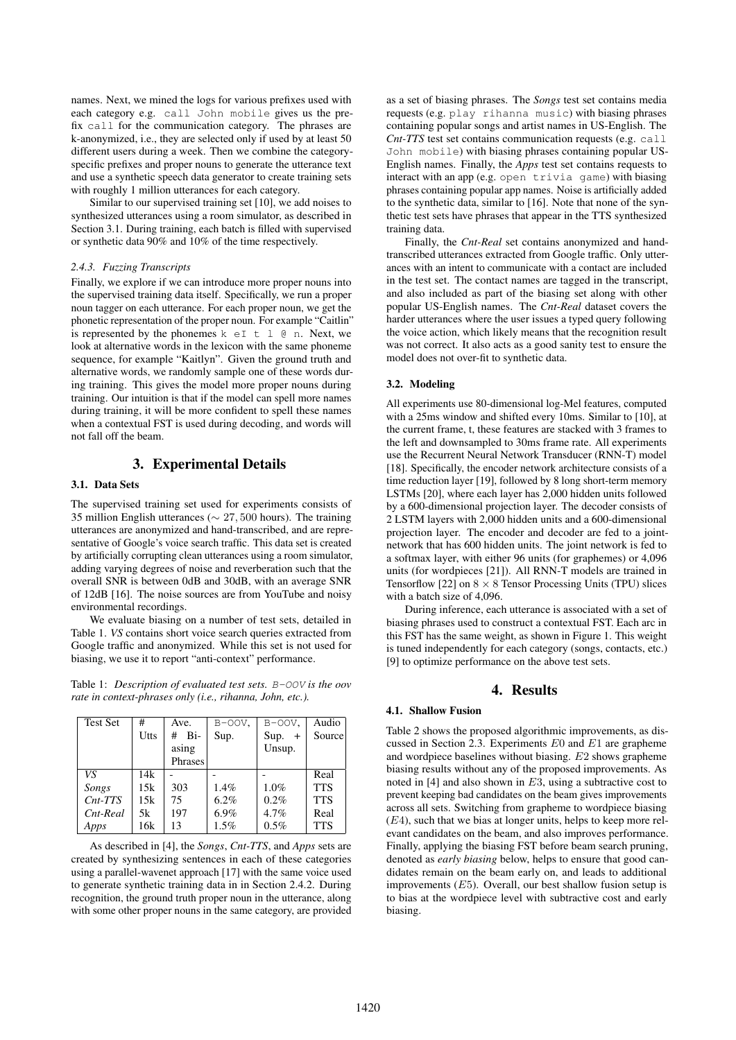names. Next, we mined the logs for various prefixes used with each category e.g. `call John mobile` gives us the prefix `call` for the communication category. The phrases are k-anonymized, i.e., they are selected only if used by at least 50 different users during a week. Then we combine the category-specific prefixes and proper nouns to generate the utterance text and use a synthetic speech data generator to create training sets with roughly 1 million utterances for each category.

Similar to our supervised training set [10], we add noises to synthesized utterances using a room simulator, as described in Section 3.1. During training, each batch is filled with supervised or synthetic data 90% and 10% of the time respectively.

#### 2.4.3. Fuzzing Transcripts

Finally, we explore if we can introduce more proper nouns into the supervised training data itself. Specifically, we run a proper noun tagger on each utterance. For each proper noun, we get the phonetic representation of the proper noun. For example "Caitlin" is represented by the phonemes `k eI t l @ n`. Next, we look at alternative words in the lexicon with the same phoneme sequence, for example "Kaitlyn". Given the ground truth and alternative words, we randomly sample one of these words during training. This gives the model more proper nouns during training. Our intuition is that if the model can spell more names during training, it will be more confident to spell these names when a contextual FST is used during decoding, and words will not fall off the beam.

## 3. Experimental Details

### 3.1. Data Sets

The supervised training set used for experiments consists of 35 million English utterances ($\sim 27,500$ hours). The training utterances are anonymized and hand-transcribed, and are representative of Google's voice search traffic. This data set is created by artificially corrupting clean utterances using a room simulator, adding varying degrees of noise and reverberation such that the overall SNR is between 0dB and 30dB, with an average SNR of 12dB [16]. The noise sources are from YouTube and noisy environmental recordings.

We evaluate biasing on a number of test sets, detailed in Table 1. *VS* contains short voice search queries extracted from Google traffic and anonymized. While this set is not used for biasing, we use it to report "anti-context" performance.

Table 1: *Description of evaluated test sets.* `B-OOV` *is the oov rate in context-phrases only (i.e., rihanna, John, etc.).*

| Test Set | # Utts | Ave. # Biasing Phrases | `B-OOV`, Sup. | `B-OOV`, Sup. + Unsup. | Audio Source |
|---|---|---|---|---|---|
| *VS* | 14k | - | - | - | Real |
| *Songs* | 15k | 303 | 1.4% | 1.0% | TTS |
| *Cnt-TTS* | 15k | 75 | 6.2% | 0.2% | TTS |
| *Cnt-Real* | 5k | 197 | 6.9% | 4.7% | Real |
| *Apps* | 16k | 13 | 1.5% | 0.5% | TTS |

As described in [4], the *Songs*, *Cnt-TTS*, and *Apps* sets are created by synthesizing sentences in each of these categories using a parallel-wavenet approach [17] with the same voice used to generate synthetic training data in in Section 2.4.2. During recognition, the ground truth proper noun in the utterance, along with some other proper nouns in the same category, are provided as a set of biasing phrases. The *Songs* test set contains media requests (e.g. `play rihanna music`) with biasing phrases containing popular songs and artist names in US-English. The *Cnt-TTS* test set contains communication requests (e.g. `call John mobile`) with biasing phrases containing popular US-English names. Finally, the *Apps* test set contains requests to interact with an app (e.g. `open trivia game`) with biasing phrases containing popular app names. Noise is artificially added to the synthetic data, similar to [16]. Note that none of the synthetic test sets have phrases that appear in the TTS synthesized training data.

Finally, the *Cnt-Real* set contains anonymized and hand-transcribed utterances extracted from Google traffic. Only utterances with an intent to communicate with a contact are included in the test set. The contact names are tagged in the transcript, and also included as part of the biasing set along with other popular US-English names. The *Cnt-Real* dataset covers the harder utterances where the user issues a typed query following the voice action, which likely means that the recognition result was not correct. It also acts as a good sanity test to ensure the model does not over-fit to synthetic data.

### 3.2. Modeling

All experiments use 80-dimensional log-Mel features, computed with a 25ms window and shifted every 10ms. Similar to [10], at the current frame, t, these features are stacked with 3 frames to the left and downsampled to 30ms frame rate. All experiments use the Recurrent Neural Network Transducer (RNN-T) model [18]. Specifically, the encoder network architecture consists of a time reduction layer [19], followed by 8 long short-term memory LSTMs [20], where each layer has 2,000 hidden units followed by a 600-dimensional projection layer. The decoder consists of 2 LSTM layers with 2,000 hidden units and a 600-dimensional projection layer. The encoder and decoder are fed to a joint-network that has 600 hidden units. The joint network is fed to a softmax layer, with either 96 units (for graphemes) or 4,096 units (for wordpieces [21]). All RNN-T models are trained in Tensorflow [22] on $8 \times 8$ Tensor Processing Units (TPU) slices with a batch size of 4,096.

During inference, each utterance is associated with a set of biasing phrases used to construct a contextual FST. Each arc in this FST has the same weight, as shown in Figure 1. This weight is tuned independently for each category (songs, contacts, etc.) [9] to optimize performance on the above test sets.

## 4. Results

### 4.1. Shallow Fusion

Table 2 shows the proposed algorithmic improvements, as discussed in Section 2.3. Experiments $E0$ and $E1$ are grapheme and wordpiece baselines without biasing. $E2$ shows grapheme biasing results without any of the proposed improvements. As noted in [4] and also shown in $E3$, using a subtractive cost to prevent keeping bad candidates on the beam gives improvements across all sets. Switching from grapheme to wordpiece biasing ($E4$), such that we bias at longer units, helps to keep more relevant candidates on the beam, and also improves performance. Finally, applying the biasing FST before beam search pruning, denoted as *early biasing* below, helps to ensure that good candidates remain on the beam early on, and leads to additional improvements ($E5$). Overall, our best shallow fusion setup is to bias at the wordpiece level with subtractive cost and early biasing.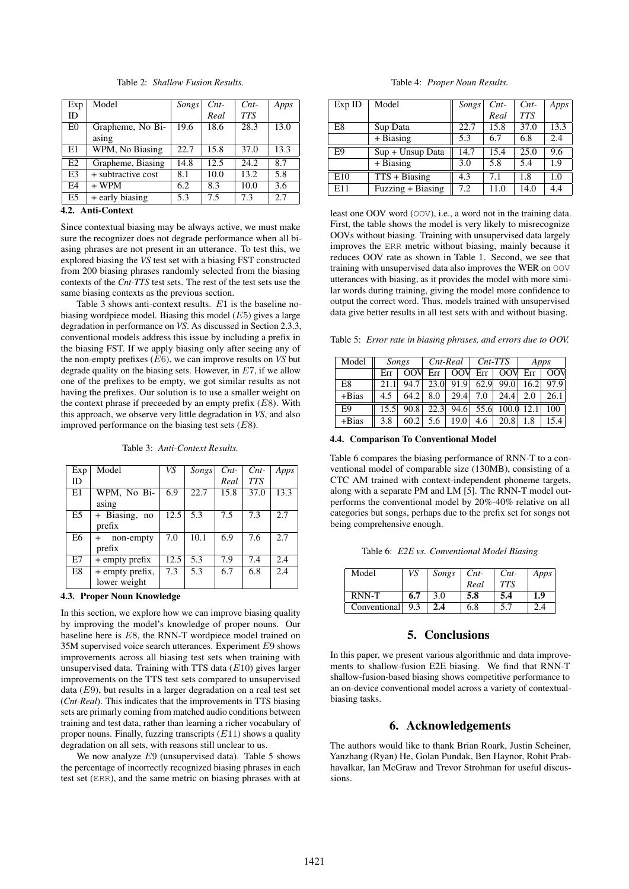Table 2: *Shallow Fusion Results.*

| Exp ID | Model | *Songs* | *Cnt-Real* | *Cnt-TTS* | *Apps* |
|---|---|---|---|---|---|
| E0 | Grapheme, No Biasing | 19.6 | 18.6 | 28.3 | 13.0 |
| E1 | WPM, No Biasing | 22.7 | 15.8 | 37.0 | 13.3 |
| E2 | Grapheme, Biasing | 14.8 | 12.5 | 24.2 | 8.7 |
| E3 | + subtractive cost | 8.1 | 10.0 | 13.2 | 5.8 |
| E4 | + WPM | 6.2 | 8.3 | 10.0 | 3.6 |
| E5 | + early biasing | 5.3 | 7.5 | 7.3 | 2.7 |

### 4.2. Anti-Context

Since contextual biasing may be always active, we must make sure the recognizer does not degrade performance when all biasing phrases are not present in an utterance. To test this, we explored biasing the *VS* test set with a biasing FST constructed from 200 biasing phrases randomly selected from the biasing contexts of the *Cnt-TTS* test sets. The rest of the test sets use the same biasing contexts as the previous section.

Table 3 shows anti-context results. $E1$ is the baseline no-biasing wordpiece model. Biasing this model ($E5$) gives a large degradation in performance on *VS*. As discussed in Section 2.3.3, conventional models address this issue by including a prefix in the biasing FST. If we apply biasing only after seeing any of the non-empty prefixes ($E6$), we can improve results on *VS* but degrade quality on the biasing sets. However, in $E7$, if we allow one of the prefixes to be empty, we got similar results as not having the prefixes. Our solution is to use a smaller weight on the context phrase if preceeded by an empty prefix ($E8$). With this approach, we observe very little degradation in *VS*, and also improved performance on the biasing test sets ($E8$).

Table 3: *Anti-Context Results.*

| Exp ID | Model | *VS* | *Songs* | *Cnt-Real* | *Cnt-TTS* | *Apps* |
|---|---|---|---|---|---|---|
| E1 | WPM, No Biasing | 6.9 | 22.7 | 15.8 | 37.0 | 13.3 |
| E5 | + Biasing, no prefix | 12.5 | 5.3 | 7.5 | 7.3 | 2.7 |
| E6 | + non-empty prefix | 7.0 | 10.1 | 6.9 | 7.6 | 2.7 |
| E7 | + empty prefix | 12.5 | 5.3 | 7.9 | 7.4 | 2.4 |
| E8 | + empty prefix, lower weight | 7.3 | 5.3 | 6.7 | 6.8 | 2.4 |

### 4.3. Proper Noun Knowledge

In this section, we explore how we can improve biasing quality by improving the model's knowledge of proper nouns. Our baseline here is $E8$, the RNN-T wordpiece model trained on 35M supervised voice search utterances. Experiment $E9$ shows improvements across all biasing test sets when training with unsupervised data. Training with TTS data ($E10$) gives larger improvements on the TTS test sets compared to unsupervised data ($E9$), but results in a larger degradation on a real test set (*Cnt-Real*). This indicates that the improvements in TTS biasing sets are primarly coming from matched audio conditions between training and test data, rather than learning a richer vocabulary of proper nouns. Finally, fuzzing transcripts ($E11$) shows a quality degradation on all sets, with reasons still unclear to us.

We now analyze $E9$ (unsupervised data). Table 5 shows the percentage of incorrectly recognized biasing phrases in each test set (ERR), and the same metric on biasing phrases with at least one OOV word (OOV), i.e., a word not in the training data. First, the table shows the model is very likely to misrecognize OOVs without biasing. Training with unsupervised data largely improves the ERR metric without biasing, mainly because it reduces OOV rate as shown in Table 1. Second, we see that training with unsupervised data also improves the WER on OOV utterances with biasing, as it provides the model with more similar words during training, giving the model more confidence to output the correct word. Thus, models trained with unsupervised data give better results in all test sets with and without biasing.

Table 4: *Proper Noun Results.*

| Exp ID | Model | *Songs* | *Cnt-Real* | *Cnt-TTS* | *Apps* |
|---|---|---|---|---|---|
| E8 | Sup Data | 22.7 | 15.8 | 37.0 | 13.3 |
| | + Biasing | 5.3 | 6.7 | 6.8 | 2.4 |
| E9 | Sup + Unsup Data | 14.7 | 15.4 | 25.0 | 9.6 |
| | + Biasing | 3.0 | 5.8 | 5.4 | 1.9 |
| E10 | TTS + Biasing | 4.3 | 7.1 | 1.8 | 1.0 |
| E11 | Fuzzing + Biasing | 7.2 | 11.0 | 14.0 | 4.4 |

Table 5: *Error rate in biasing phrases, and errors due to OOV.*

| Model | *Songs* | | *Cnt-Real* | | *Cnt-TTS* | | *Apps* | |
|---|---|---|---|---|---|---|---|---|
| | Err | OOV | Err | OOV | Err | OOV | Err | OOV |
| E8 | 21.1 | 94.7 | 23.0 | 91.9 | 62.9 | 99.0 | 16.2 | 97.9 |
| +Bias | 4.5 | 64.2 | 8.0 | 29.4 | 7.0 | 24.4 | 2.0 | 26.1 |
| E9 | 15.5 | 90.8 | 22.3 | 94.6 | 55.6 | 100.0 | 12.1 | 100 |
| +Bias | 3.8 | 60.2 | 5.6 | 19.0 | 4.6 | 20.8 | 1.8 | 15.4 |

### 4.4. Comparison To Conventional Model

Table 6 compares the biasing performance of RNN-T to a conventional model of comparable size (130MB), consisting of a CTC AM trained with context-independent phoneme targets, along with a separate PM and LM [5]. The RNN-T model outperforms the conventional model by 20%-40% relative on all categories but songs, perhaps due to the prefix set for songs not being comprehensive enough.

Table 6: *E2E vs. Conventional Model Biasing*

| Model | *VS* | *Songs* | *Cnt-Real* | *Cnt-TTS* | *Apps* |
|---|---|---|---|---|---|
| RNN-T | **6.7** | 3.0 | **5.8** | **5.4** | **1.9** |
| Conventional | 9.3 | **2.4** | 6.8 | 5.7 | 2.4 |

## 5. Conclusions

In this paper, we present various algorithmic and data improvements to shallow-fusion E2E biasing. We find that RNN-T shallow-fusion-based biasing shows competitive performance to an on-device conventional model across a variety of contextual-biasing tasks.

## 6. Acknowledgements

The authors would like to thank Brian Roark, Justin Scheiner, Yanzhang (Ryan) He, Golan Pundak, Ben Haynor, Rohit Prabhavalkar, Ian McGraw and Trevor Strohman for useful discussions.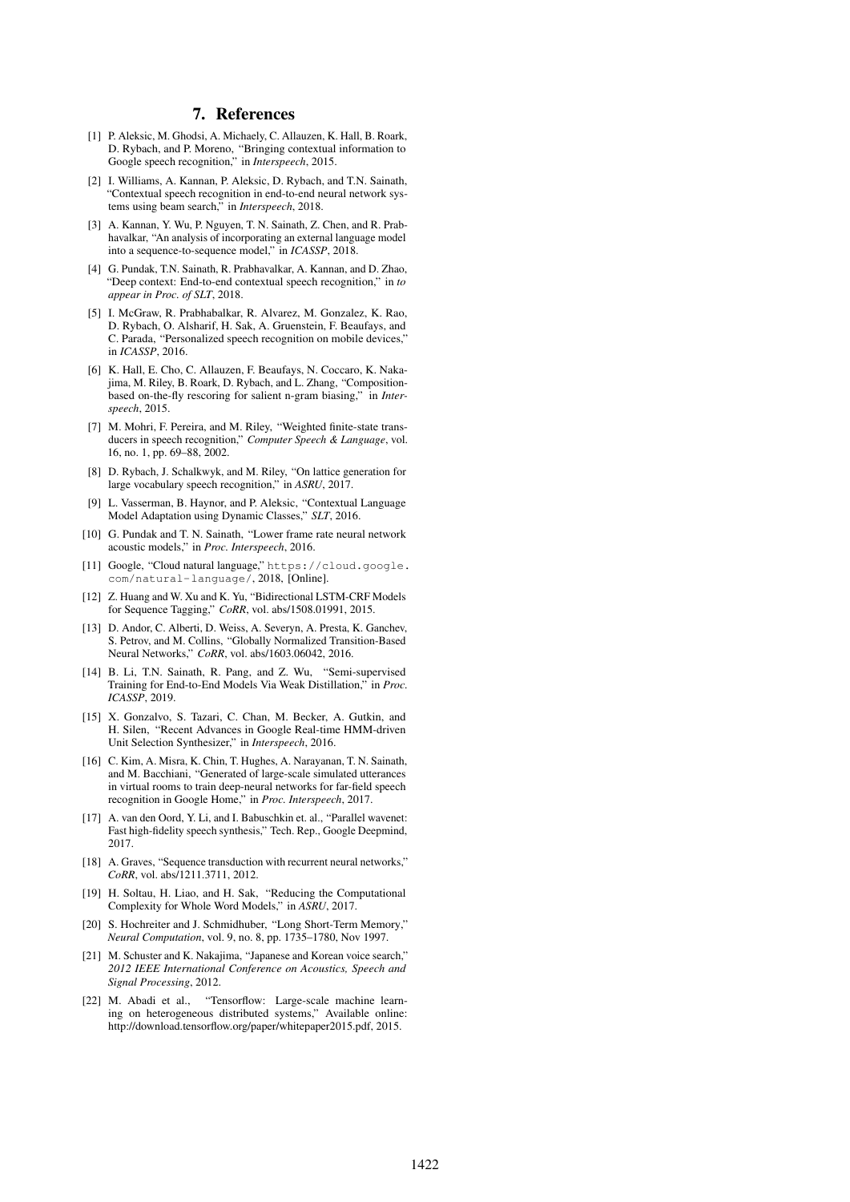## 7. References

[1] P. Aleksic, M. Ghodsi, A. Michaely, C. Allauzen, K. Hall, B. Roark, D. Rybach, and P. Moreno, "Bringing contextual information to Google speech recognition," in *Interspeech*, 2015.

[2] I. Williams, A. Kannan, P. Aleksic, D. Rybach, and T.N. Sainath, "Contextual speech recognition in end-to-end neural network systems using beam search," in *Interspeech*, 2018.

[3] A. Kannan, Y. Wu, P. Nguyen, T. N. Sainath, Z. Chen, and R. Prabhavalkar, "An analysis of incorporating an external language model into a sequence-to-sequence model," in *ICASSP*, 2018.

[4] G. Pundak, T.N. Sainath, R. Prabhavalkar, A. Kannan, and D. Zhao, "Deep context: End-to-end contextual speech recognition," in *to appear in Proc. of SLT*, 2018.

[5] I. McGraw, R. Prabhabalkar, R. Alvarez, M. Gonzalez, K. Rao, D. Rybach, O. Alsharif, H. Sak, A. Gruenstein, F. Beaufays, and C. Parada, "Personalized speech recognition on mobile devices," in *ICASSP*, 2016.

[6] K. Hall, E. Cho, C. Allauzen, F. Beaufays, N. Coccaro, K. Nakajima, M. Riley, B. Roark, D. Rybach, and L. Zhang, "Composition-based on-the-fly rescoring for salient n-gram biasing," in *Interspeech*, 2015.

[7] M. Mohri, F. Pereira, and M. Riley, "Weighted finite-state transducers in speech recognition," *Computer Speech & Language*, vol. 16, no. 1, pp. 69–88, 2002.

[8] D. Rybach, J. Schalkwyk, and M. Riley, "On lattice generation for large vocabulary speech recognition," in *ASRU*, 2017.

[9] L. Vasserman, B. Haynor, and P. Aleksic, "Contextual Language Model Adaptation using Dynamic Classes," *SLT*, 2016.

[10] G. Pundak and T. N. Sainath, "Lower frame rate neural network acoustic models," in *Proc. Interspeech*, 2016.

[11] Google, "Cloud natural language," https://cloud.google.com/natural-language/, 2018, [Online].

[12] Z. Huang and W. Xu and K. Yu, "Bidirectional LSTM-CRF Models for Sequence Tagging," *CoRR*, vol. abs/1508.01991, 2015.

[13] D. Andor, C. Alberti, D. Weiss, A. Severyn, A. Presta, K. Ganchev, S. Petrov, and M. Collins, "Globally Normalized Transition-Based Neural Networks," *CoRR*, vol. abs/1603.06042, 2016.

[14] B. Li, T.N. Sainath, R. Pang, and Z. Wu, "Semi-supervised Training for End-to-End Models Via Weak Distillation," in *Proc. ICASSP*, 2019.

[15] X. Gonzalvo, S. Tazari, C. Chan, M. Becker, A. Gutkin, and H. Silen, "Recent Advances in Google Real-time HMM-driven Unit Selection Synthesizer," in *Interspeech*, 2016.

[16] C. Kim, A. Misra, K. Chin, T. Hughes, A. Narayanan, T. N. Sainath, and M. Bacchiani, "Generated of large-scale simulated utterances in virtual rooms to train deep-neural networks for far-field speech recognition in Google Home," in *Proc. Interspeech*, 2017.

[17] A. van den Oord, Y. Li, and I. Babuschkin et. al., "Parallel wavenet: Fast high-fidelity speech synthesis," Tech. Rep., Google Deepmind, 2017.

[18] A. Graves, "Sequence transduction with recurrent neural networks," *CoRR*, vol. abs/1211.3711, 2012.

[19] H. Soltau, H. Liao, and H. Sak, "Reducing the Computational Complexity for Whole Word Models," in *ASRU*, 2017.

[20] S. Hochreiter and J. Schmidhuber, "Long Short-Term Memory," *Neural Computation*, vol. 9, no. 8, pp. 1735–1780, Nov 1997.

[21] M. Schuster and K. Nakajima, "Japanese and Korean voice search," *2012 IEEE International Conference on Acoustics, Speech and Signal Processing*, 2012.

[22] M. Abadi et al., "Tensorflow: Large-scale machine learning on heterogeneous distributed systems," Available online: http://download.tensorflow.org/paper/whitepaper2015.pdf, 2015.